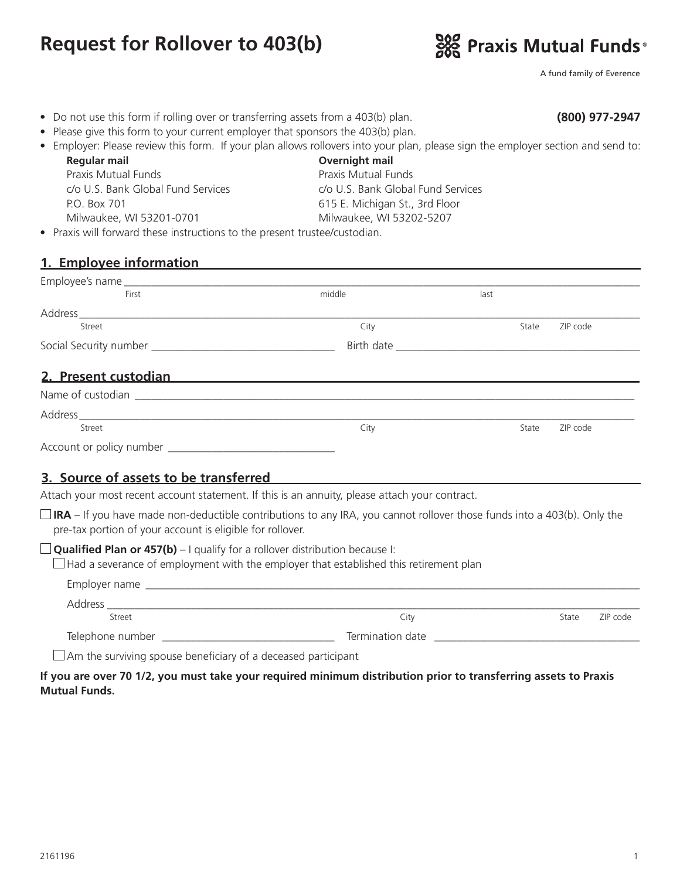# Request for Rollover to 403(b)

**Praxis Mutual Funds®**

A fund family of Everence

- Do not use this form if rolling over or transferring assets from a 403(b) plan. **(800) 977-2947**
- Please give this form to your current employer that sponsors the 403(b) plan.
- Employer: Please review this form. If your plan allows rollovers into your plan, please sign the employer section and send to:

| **Regular mail** | **Overnight mail** |
|---|---|
| Praxis Mutual Funds | Praxis Mutual Funds |
| c/o U.S. Bank Global Fund Services | c/o U.S. Bank Global Fund Services |
| P.O. Box 701 | 615 E. Michigan St., 3rd Floor |
| Milwaukee, WI 53201-0701 | Milwaukee, WI 53202-5207 |

- Praxis will forward these instructions to the present trustee/custodian.

## 1. Employee information

Employee's name ______________________________________________
First / middle / last

Address ______________________________________________
Street / City / State / ZIP code

Social Security number ____________________ Birth date ____________________

## 2. Present custodian

Name of custodian ______________________________________________

Address ______________________________________________
Street / City / State / ZIP code

Account or policy number ____________________

## 3. Source of assets to be transferred

Attach your most recent account statement. If this is an annuity, please attach your contract.

☐ **IRA** – If you have made non-deductible contributions to any IRA, you cannot rollover those funds into a 403(b). Only the pre-tax portion of your account is eligible for rollover.

☐ **Qualified Plan or 457(b)** – I qualify for a rollover distribution because I:

☐ Had a severance of employment with the employer that established this retirement plan

Employer name ______________________________________________

Address ______________________________________________
Street / City / State / ZIP code

Telephone number ____________________ Termination date ____________________

☐ Am the surviving spouse beneficiary of a deceased participant

**If you are over 70 1/2, you must take your required minimum distribution prior to transferring assets to Praxis Mutual Funds.**

2161196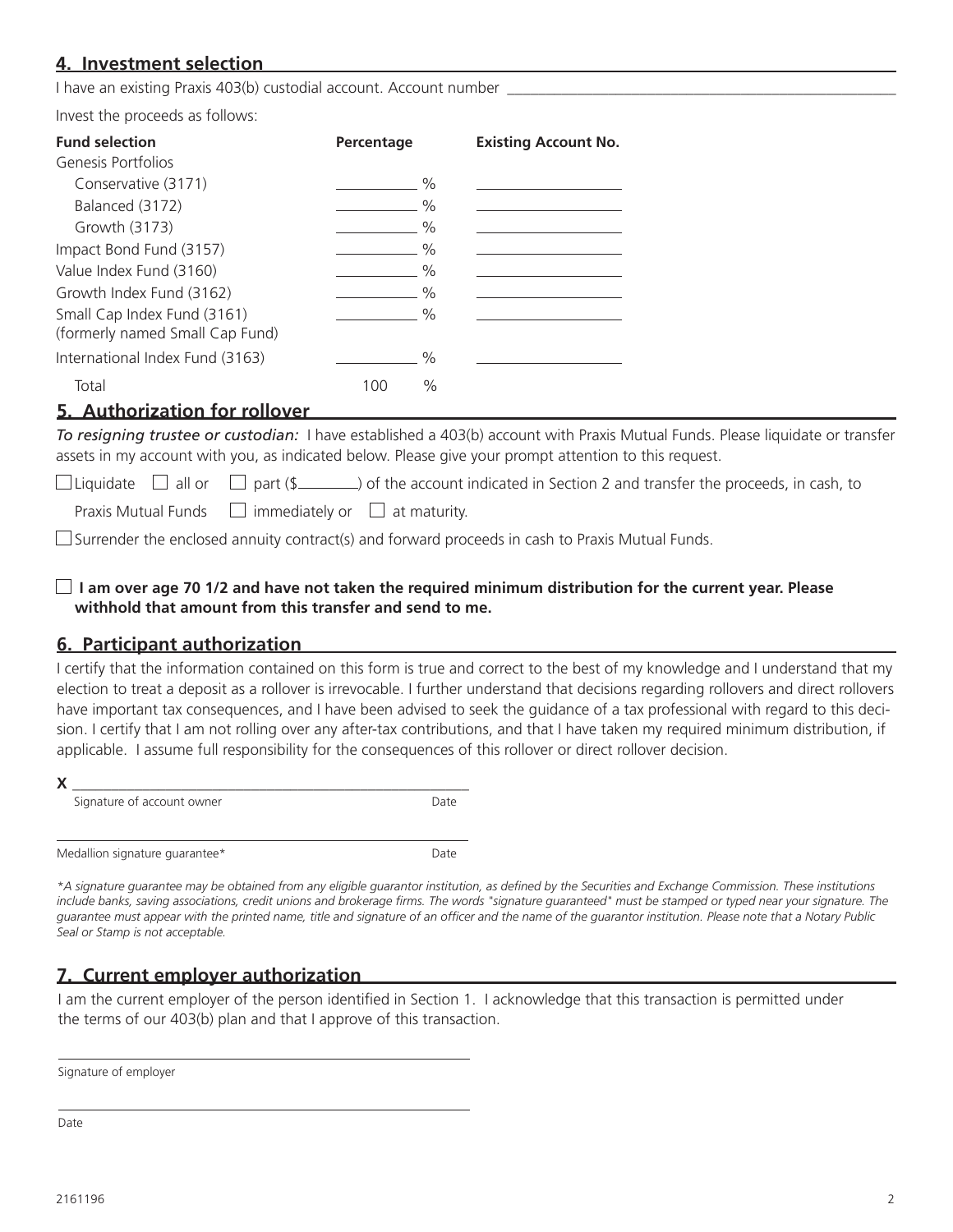## 4. Investment selection

I have an existing Praxis 403(b) custodial account. Account number ______________________________

Invest the proceeds as follows:

| Fund selection | Percentage | Existing Account No. |
| --- | --- | --- |
| Genesis Portfolios | | |
| Conservative (3171) | ________ % | ______________ |
| Balanced (3172) | ________ % | ______________ |
| Growth (3173) | ________ % | ______________ |
| Impact Bond Fund (3157) | ________ % | ______________ |
| Value Index Fund (3160) | ________ % | ______________ |
| Growth Index Fund (3162) | ________ % | ______________ |
| Small Cap Index Fund (3161) (formerly named Small Cap Fund) | ________ % | ______________ |
| International Index Fund (3163) | ________ % | ______________ |
| Total | 100 % | |

## 5. Authorization for rollover

*To resigning trustee or custodian:* I have established a 403(b) account with Praxis Mutual Funds. Please liquidate or transfer assets in my account with you, as indicated below. Please give your prompt attention to this request.

☐ Liquidate ☐ all or ☐ part ($________) of the account indicated in Section 2 and transfer the proceeds, in cash, to Praxis Mutual Funds ☐ immediately or ☐ at maturity.

☐ Surrender the enclosed annuity contract(s) and forward proceeds in cash to Praxis Mutual Funds.

☐ **I am over age 70 1/2 and have not taken the required minimum distribution for the current year. Please withhold that amount from this transfer and send to me.**

## 6. Participant authorization

I certify that the information contained on this form is true and correct to the best of my knowledge and I understand that my election to treat a deposit as a rollover is irrevocable. I further understand that decisions regarding rollovers and direct rollovers have important tax consequences, and I have been advised to seek the guidance of a tax professional with regard to this decision. I certify that I am not rolling over any after-tax contributions, and that I have taken my required minimum distribution, if applicable. I assume full responsibility for the consequences of this rollover or direct rollover decision.

**X** ______________________________________________

Signature of account owner &nbsp;&nbsp;&nbsp;&nbsp; Date

______________________________________________

Medallion signature guarantee* &nbsp;&nbsp;&nbsp;&nbsp; Date

*\*A signature guarantee may be obtained from any eligible guarantor institution, as defined by the Securities and Exchange Commission. These institutions include banks, saving associations, credit unions and brokerage firms. The words "signature guaranteed" must be stamped or typed near your signature. The guarantee must appear with the printed name, title and signature of an officer and the name of the guarantor institution. Please note that a Notary Public Seal or Stamp is not acceptable.*

## 7. Current employer authorization

I am the current employer of the person identified in Section 1. I acknowledge that this transaction is permitted under the terms of our 403(b) plan and that I approve of this transaction.

______________________________________________

Signature of employer

______________________________________________

Date

2161196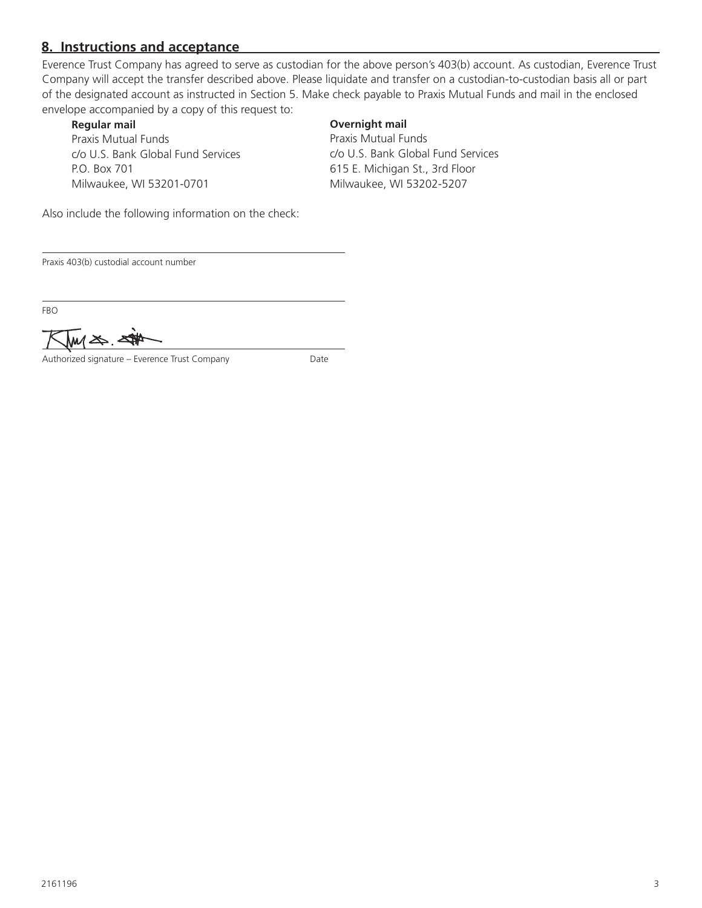## 8. Instructions and acceptance

Everence Trust Company has agreed to serve as custodian for the above person's 403(b) account. As custodian, Everence Trust Company will accept the transfer described above. Please liquidate and transfer on a custodian-to-custodian basis all or part of the designated account as instructed in Section 5. Make check payable to Praxis Mutual Funds and mail in the enclosed envelope accompanied by a copy of this request to:

**Regular mail**
Praxis Mutual Funds
c/o U.S. Bank Global Fund Services
P.O. Box 701
Milwaukee, WI 53201-0701

**Overnight mail**
Praxis Mutual Funds
c/o U.S. Bank Global Fund Services
615 E. Michigan St., 3rd Floor
Milwaukee, WI 53202-5207

Also include the following information on the check:

\_\_\_\_\_\_\_\_\_\_\_\_\_\_\_\_\_\_\_\_\_\_\_\_\_\_\_\_\_\_\_\_\_\_\_\_\_\_\_\_
Praxis 403(b) custodial account number

\_\_\_\_\_\_\_\_\_\_\_\_\_\_\_\_\_\_\_\_\_\_\_\_\_\_\_\_\_\_\_\_\_\_\_\_\_\_\_\_
FBO

\_\_\_\_\_\_\_\_\_\_\_\_\_\_\_\_\_\_\_\_\_\_\_\_\_\_\_\_\_\_\_\_\_\_\_\_\_\_\_\_
Authorized signature – Everence Trust Company Date

2161196